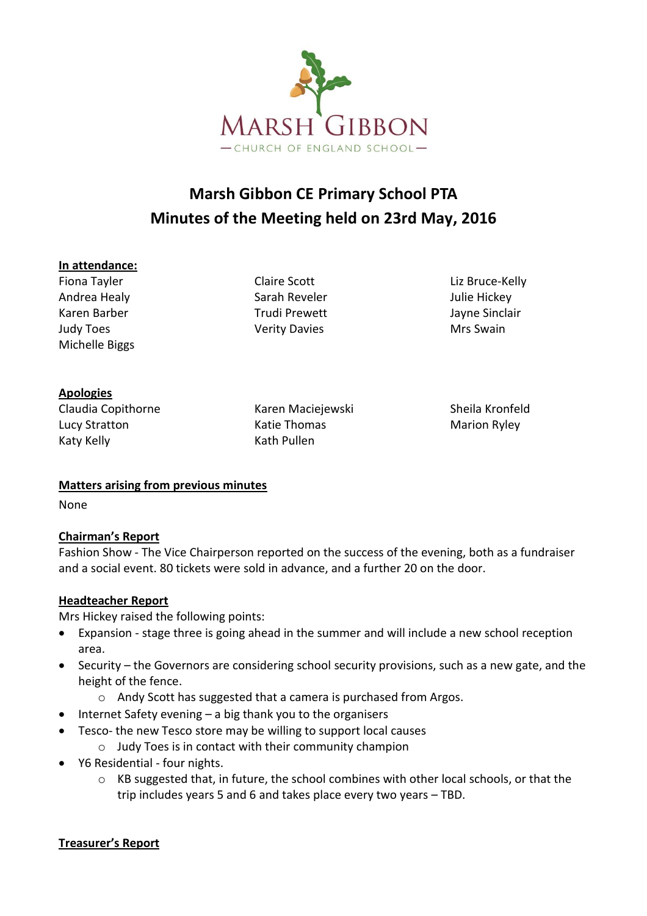MARSH GIBBON

CHURCH OF ENGLAND SCHOOL

# Marsh Gibbon CE Primary School PTA
# Minutes of the Meeting held on 23rd May, 2016

**In attendance:**

Fiona Tayler
Andrea Healy
Karen Barber
Judy Toes
Michelle Biggs
Claire Scott
Sarah Reveler
Trudi Prewett
Verity Davies
Liz Bruce-Kelly
Julie Hickey
Jayne Sinclair
Mrs Swain

**Apologies**

Claudia Copithorne
Lucy Stratton
Katy Kelly
Karen Maciejewski
Katie Thomas
Kath Pullen
Sheila Kronfeld
Marion Ryley

**Matters arising from previous minutes**

None

**Chairman's Report**

Fashion Show - The Vice Chairperson reported on the success of the evening, both as a fundraiser and a social event. 80 tickets were sold in advance, and a further 20 on the door.

**Headteacher Report**

Mrs Hickey raised the following points:

- Expansion - stage three is going ahead in the summer and will include a new school reception area.
- Security – the Governors are considering school security provisions, such as a new gate, and the height of the fence.
    - Andy Scott has suggested that a camera is purchased from Argos.
- Internet Safety evening – a big thank you to the organisers
- Tesco- the new Tesco store may be willing to support local causes
    - Judy Toes is in contact with their community champion
- Y6 Residential - four nights.
    - KB suggested that, in future, the school combines with other local schools, or that the trip includes years 5 and 6 and takes place every two years – TBD.

**Treasurer's Report**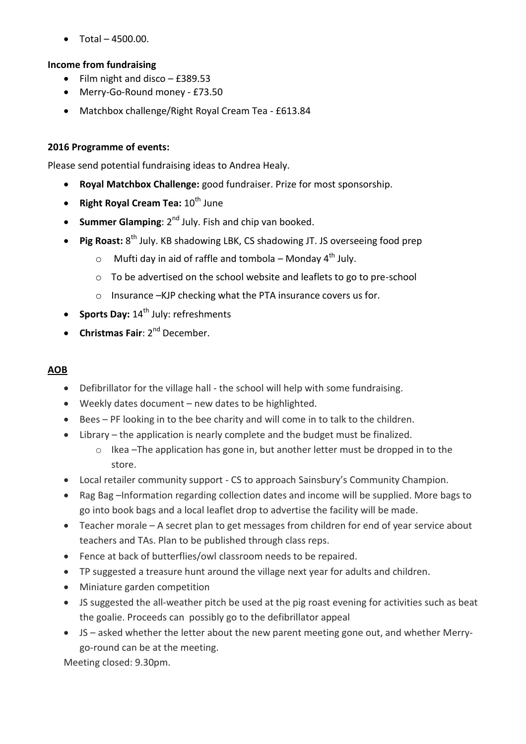- Total – 4500.00.

**Income from fundraising**

- Film night and disco – £389.53
- Merry-Go-Round money - £73.50
- Matchbox challenge/Right Royal Cream Tea - £613.84

**2016 Programme of events:**

Please send potential fundraising ideas to Andrea Healy.

- **Royal Matchbox Challenge:** good fundraiser. Prize for most sponsorship.
- **Right Royal Cream Tea:** 10th June
- **Summer Glamping**: 2nd July. Fish and chip van booked.
- **Pig Roast:** 8th July. KB shadowing LBK, CS shadowing JT. JS overseeing food prep
  - Mufti day in aid of raffle and tombola – Monday 4th July.
  - To be advertised on the school website and leaflets to go to pre-school
  - Insurance –KJP checking what the PTA insurance covers us for.
- **Sports Day:** 14th July: refreshments
- **Christmas Fair**: 2nd December.

**AOB**

- Defibrillator for the village hall - the school will help with some fundraising.
- Weekly dates document – new dates to be highlighted.
- Bees – PF looking in to the bee charity and will come in to talk to the children.
- Library – the application is nearly complete and the budget must be finalized.
  - Ikea –The application has gone in, but another letter must be dropped in to the store.
- Local retailer community support - CS to approach Sainsbury's Community Champion.
- Rag Bag –Information regarding collection dates and income will be supplied. More bags to go into book bags and a local leaflet drop to advertise the facility will be made.
- Teacher morale – A secret plan to get messages from children for end of year service about teachers and TAs. Plan to be published through class reps.
- Fence at back of butterflies/owl classroom needs to be repaired.
- TP suggested a treasure hunt around the village next year for adults and children.
- Miniature garden competition
- JS suggested the all-weather pitch be used at the pig roast evening for activities such as beat the goalie. Proceeds can possibly go to the defibrillator appeal
- JS – asked whether the letter about the new parent meeting gone out, and whether Merry-go-round can be at the meeting.

Meeting closed: 9.30pm.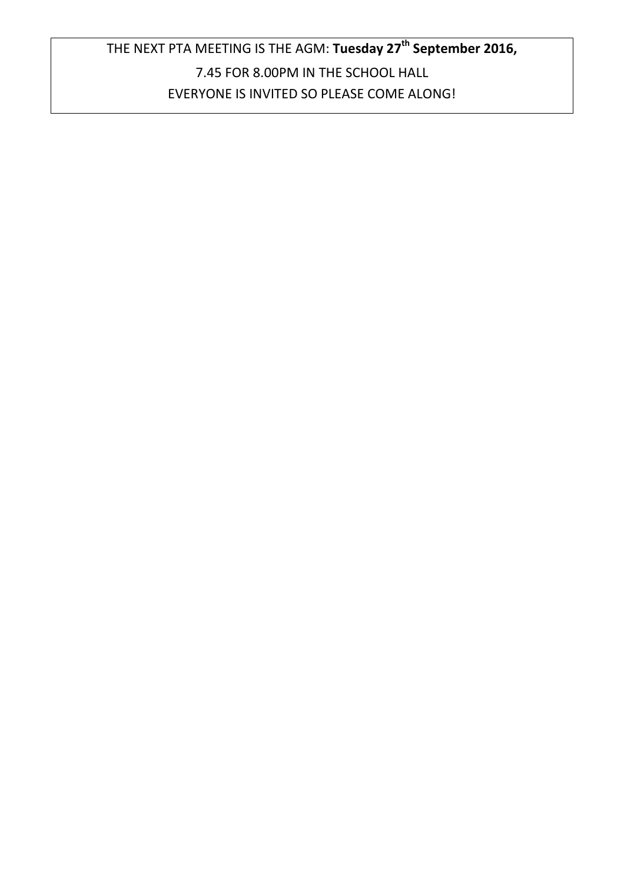THE NEXT PTA MEETING IS THE AGM: **Tuesday 27th September 2016,**

7.45 FOR 8.00PM IN THE SCHOOL HALL

EVERYONE IS INVITED SO PLEASE COME ALONG!